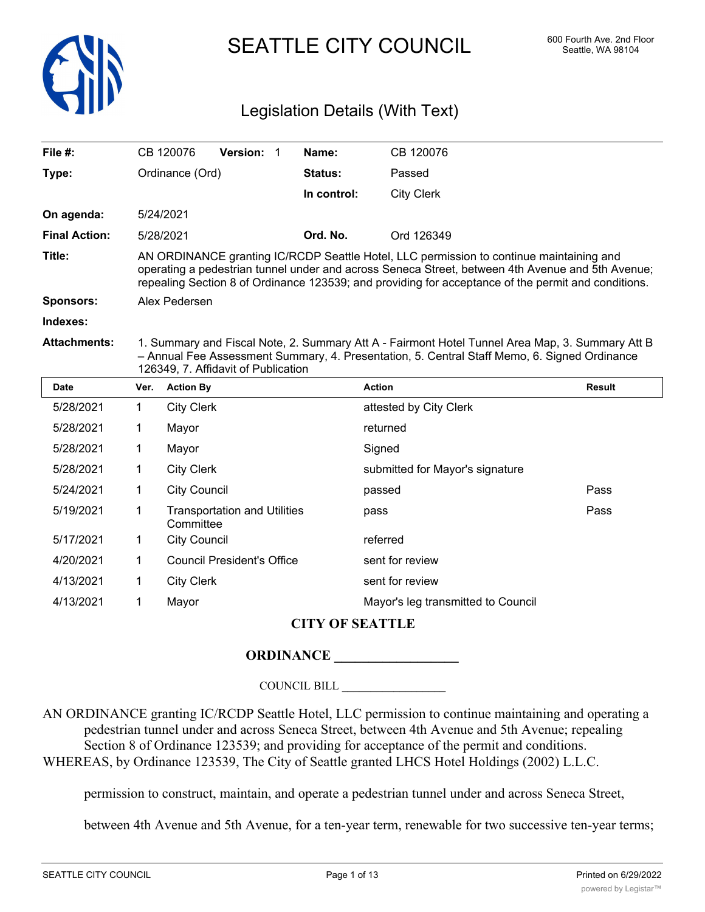# SEATTLE CITY COUNCIL

600 Fourth Ave. 2nd Floor
Seattle, WA 98104

## Legislation Details (With Text)

| | | | |
|---|---|---|---|
| **File #:** | CB 120076 **Version:** 1 | **Name:** | CB 120076 |
| **Type:** | Ordinance (Ord) | **Status:** | Passed |
| | | **In control:** | City Clerk |
| **On agenda:** | 5/24/2021 | | |
| **Final Action:** | 5/28/2021 | **Ord. No.** | Ord 126349 |

**Title:** AN ORDINANCE granting IC/RCDP Seattle Hotel, LLC permission to continue maintaining and operating a pedestrian tunnel under and across Seneca Street, between 4th Avenue and 5th Avenue; repealing Section 8 of Ordinance 123539; and providing for acceptance of the permit and conditions.

**Sponsors:** Alex Pedersen

**Indexes:**

**Attachments:** 1. Summary and Fiscal Note, 2. Summary Att A - Fairmont Hotel Tunnel Area Map, 3. Summary Att B – Annual Fee Assessment Summary, 4. Presentation, 5. Central Staff Memo, 6. Signed Ordinance 126349, 7. Affidavit of Publication

| Date | Ver. | Action By | Action | Result |
|---|---|---|---|---|
| 5/28/2021 | 1 | City Clerk | attested by City Clerk | |
| 5/28/2021 | 1 | Mayor | returned | |
| 5/28/2021 | 1 | Mayor | Signed | |
| 5/28/2021 | 1 | City Clerk | submitted for Mayor's signature | |
| 5/24/2021 | 1 | City Council | passed | Pass |
| 5/19/2021 | 1 | Transportation and Utilities Committee | pass | Pass |
| 5/17/2021 | 1 | City Council | referred | |
| 4/20/2021 | 1 | Council President's Office | sent for review | |
| 4/13/2021 | 1 | City Clerk | sent for review | |
| 4/13/2021 | 1 | Mayor | Mayor's leg transmitted to Council | |

**CITY OF SEATTLE**

**ORDINANCE \_\_\_\_\_\_\_\_\_\_\_\_\_\_\_\_\_\_**

COUNCIL BILL \_\_\_\_\_\_\_\_\_\_\_\_\_\_\_\_\_\_

AN ORDINANCE granting IC/RCDP Seattle Hotel, LLC permission to continue maintaining and operating a pedestrian tunnel under and across Seneca Street, between 4th Avenue and 5th Avenue; repealing Section 8 of Ordinance 123539; and providing for acceptance of the permit and conditions.

WHEREAS, by Ordinance 123539, The City of Seattle granted LHCS Hotel Holdings (2002) L.L.C. permission to construct, maintain, and operate a pedestrian tunnel under and across Seneca Street, between 4th Avenue and 5th Avenue, for a ten-year term, renewable for two successive ten-year terms;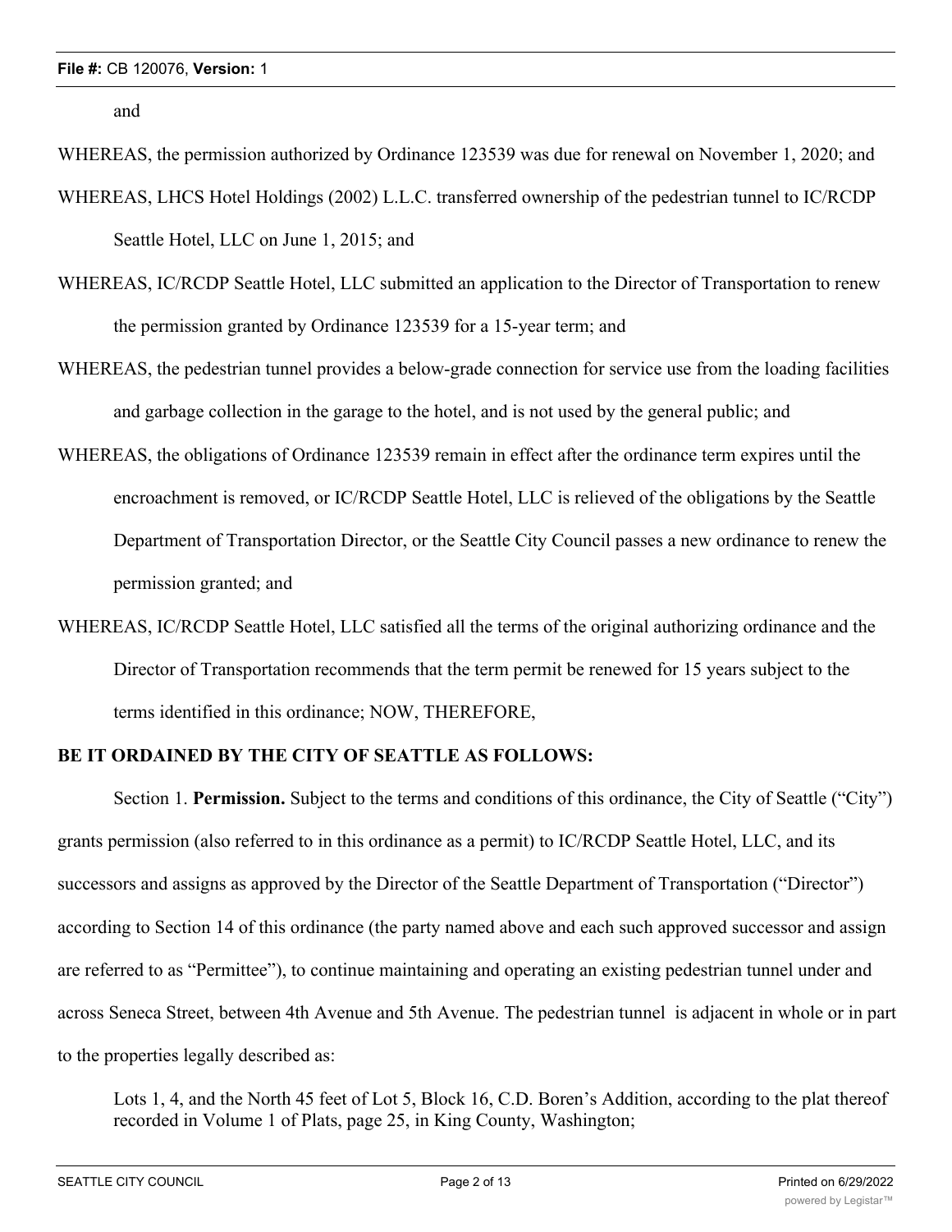and

WHEREAS, the permission authorized by Ordinance 123539 was due for renewal on November 1, 2020; and

WHEREAS, LHCS Hotel Holdings (2002) L.L.C. transferred ownership of the pedestrian tunnel to IC/RCDP Seattle Hotel, LLC on June 1, 2015; and

WHEREAS, IC/RCDP Seattle Hotel, LLC submitted an application to the Director of Transportation to renew the permission granted by Ordinance 123539 for a 15-year term; and

WHEREAS, the pedestrian tunnel provides a below-grade connection for service use from the loading facilities and garbage collection in the garage to the hotel, and is not used by the general public; and

WHEREAS, the obligations of Ordinance 123539 remain in effect after the ordinance term expires until the encroachment is removed, or IC/RCDP Seattle Hotel, LLC is relieved of the obligations by the Seattle Department of Transportation Director, or the Seattle City Council passes a new ordinance to renew the permission granted; and

WHEREAS, IC/RCDP Seattle Hotel, LLC satisfied all the terms of the original authorizing ordinance and the Director of Transportation recommends that the term permit be renewed for 15 years subject to the terms identified in this ordinance; NOW, THEREFORE,

**BE IT ORDAINED BY THE CITY OF SEATTLE AS FOLLOWS:**

Section 1. **Permission.** Subject to the terms and conditions of this ordinance, the City of Seattle ("City") grants permission (also referred to in this ordinance as a permit) to IC/RCDP Seattle Hotel, LLC, and its successors and assigns as approved by the Director of the Seattle Department of Transportation ("Director") according to Section 14 of this ordinance (the party named above and each such approved successor and assign are referred to as "Permittee"), to continue maintaining and operating an existing pedestrian tunnel under and across Seneca Street, between 4th Avenue and 5th Avenue. The pedestrian tunnel is adjacent in whole or in part to the properties legally described as:

> Lots 1, 4, and the North 45 feet of Lot 5, Block 16, C.D. Boren's Addition, according to the plat thereof recorded in Volume 1 of Plats, page 25, in King County, Washington;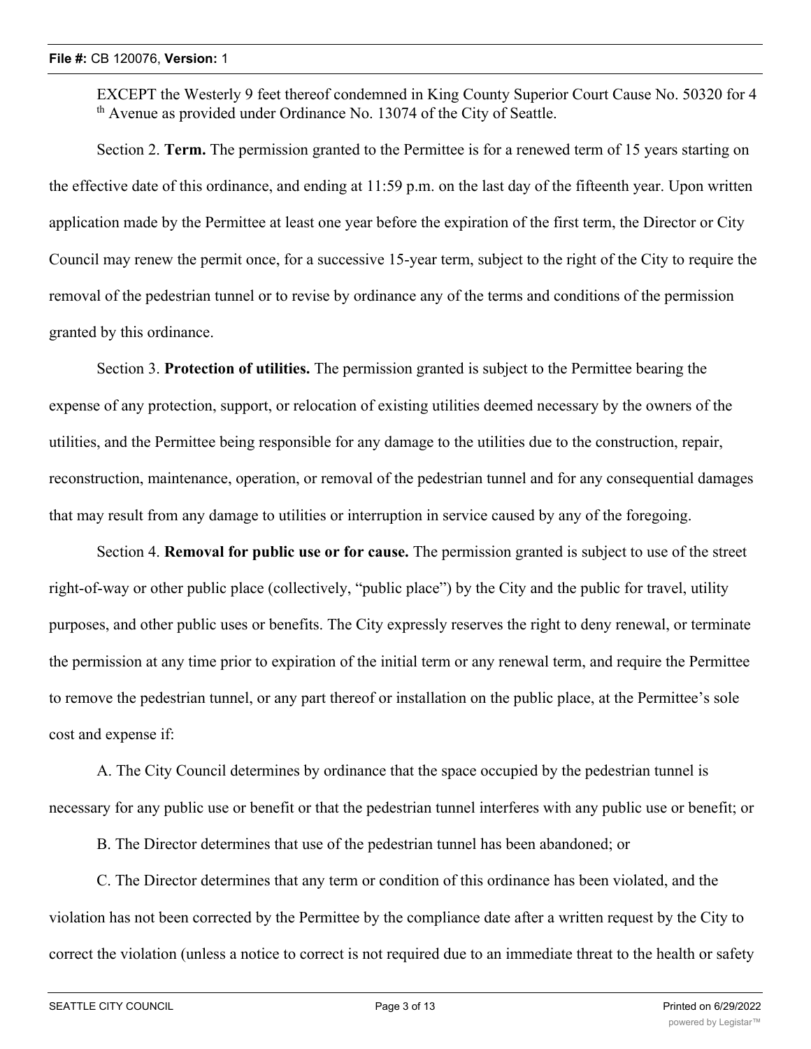EXCEPT the Westerly 9 feet thereof condemned in King County Superior Court Cause No. 50320 for 4th Avenue as provided under Ordinance No. 13074 of the City of Seattle.

Section 2. **Term.** The permission granted to the Permittee is for a renewed term of 15 years starting on the effective date of this ordinance, and ending at 11:59 p.m. on the last day of the fifteenth year. Upon written application made by the Permittee at least one year before the expiration of the first term, the Director or City Council may renew the permit once, for a successive 15-year term, subject to the right of the City to require the removal of the pedestrian tunnel or to revise by ordinance any of the terms and conditions of the permission granted by this ordinance.

Section 3. **Protection of utilities.** The permission granted is subject to the Permittee bearing the expense of any protection, support, or relocation of existing utilities deemed necessary by the owners of the utilities, and the Permittee being responsible for any damage to the utilities due to the construction, repair, reconstruction, maintenance, operation, or removal of the pedestrian tunnel and for any consequential damages that may result from any damage to utilities or interruption in service caused by any of the foregoing.

Section 4. **Removal for public use or for cause.** The permission granted is subject to use of the street right-of-way or other public place (collectively, "public place") by the City and the public for travel, utility purposes, and other public uses or benefits. The City expressly reserves the right to deny renewal, or terminate the permission at any time prior to expiration of the initial term or any renewal term, and require the Permittee to remove the pedestrian tunnel, or any part thereof or installation on the public place, at the Permittee's sole cost and expense if:

A. The City Council determines by ordinance that the space occupied by the pedestrian tunnel is necessary for any public use or benefit or that the pedestrian tunnel interferes with any public use or benefit; or

B. The Director determines that use of the pedestrian tunnel has been abandoned; or

C. The Director determines that any term or condition of this ordinance has been violated, and the violation has not been corrected by the Permittee by the compliance date after a written request by the City to correct the violation (unless a notice to correct is not required due to an immediate threat to the health or safety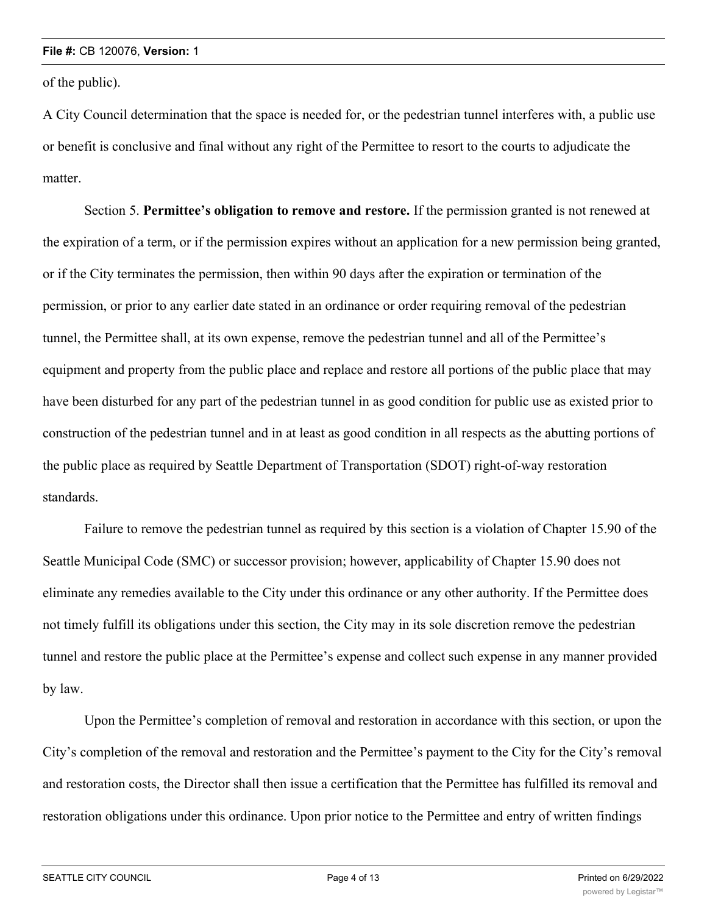of the public).

A City Council determination that the space is needed for, or the pedestrian tunnel interferes with, a public use or benefit is conclusive and final without any right of the Permittee to resort to the courts to adjudicate the matter.

Section 5. **Permittee's obligation to remove and restore.** If the permission granted is not renewed at the expiration of a term, or if the permission expires without an application for a new permission being granted, or if the City terminates the permission, then within 90 days after the expiration or termination of the permission, or prior to any earlier date stated in an ordinance or order requiring removal of the pedestrian tunnel, the Permittee shall, at its own expense, remove the pedestrian tunnel and all of the Permittee's equipment and property from the public place and replace and restore all portions of the public place that may have been disturbed for any part of the pedestrian tunnel in as good condition for public use as existed prior to construction of the pedestrian tunnel and in at least as good condition in all respects as the abutting portions of the public place as required by Seattle Department of Transportation (SDOT) right-of-way restoration standards.

Failure to remove the pedestrian tunnel as required by this section is a violation of Chapter 15.90 of the Seattle Municipal Code (SMC) or successor provision; however, applicability of Chapter 15.90 does not eliminate any remedies available to the City under this ordinance or any other authority. If the Permittee does not timely fulfill its obligations under this section, the City may in its sole discretion remove the pedestrian tunnel and restore the public place at the Permittee's expense and collect such expense in any manner provided by law.

Upon the Permittee's completion of removal and restoration in accordance with this section, or upon the City's completion of the removal and restoration and the Permittee's payment to the City for the City's removal and restoration costs, the Director shall then issue a certification that the Permittee has fulfilled its removal and restoration obligations under this ordinance. Upon prior notice to the Permittee and entry of written findings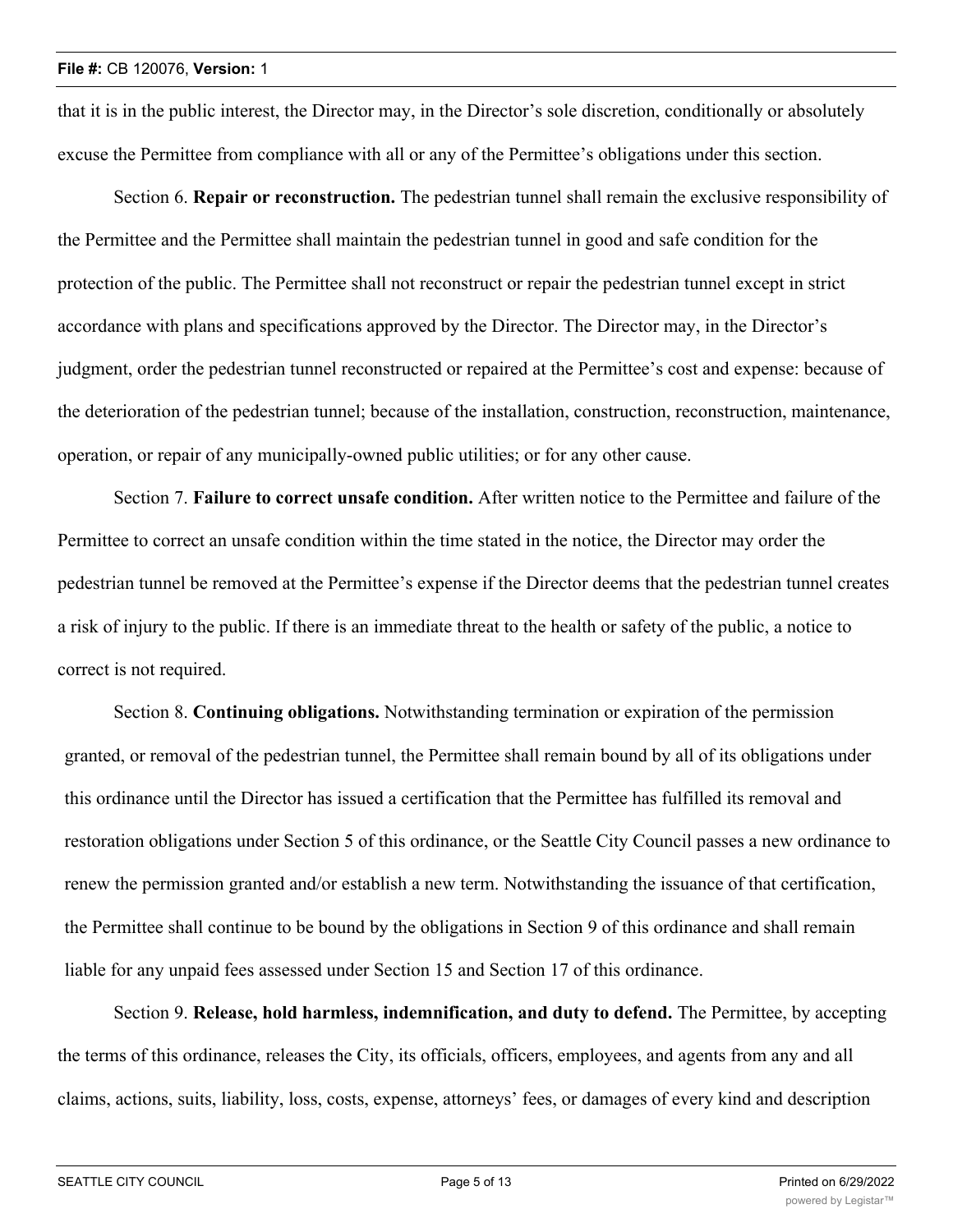that it is in the public interest, the Director may, in the Director's sole discretion, conditionally or absolutely excuse the Permittee from compliance with all or any of the Permittee's obligations under this section.

Section 6. **Repair or reconstruction.** The pedestrian tunnel shall remain the exclusive responsibility of the Permittee and the Permittee shall maintain the pedestrian tunnel in good and safe condition for the protection of the public. The Permittee shall not reconstruct or repair the pedestrian tunnel except in strict accordance with plans and specifications approved by the Director. The Director may, in the Director's judgment, order the pedestrian tunnel reconstructed or repaired at the Permittee's cost and expense: because of the deterioration of the pedestrian tunnel; because of the installation, construction, reconstruction, maintenance, operation, or repair of any municipally-owned public utilities; or for any other cause.

Section 7. **Failure to correct unsafe condition.** After written notice to the Permittee and failure of the Permittee to correct an unsafe condition within the time stated in the notice, the Director may order the pedestrian tunnel be removed at the Permittee's expense if the Director deems that the pedestrian tunnel creates a risk of injury to the public. If there is an immediate threat to the health or safety of the public, a notice to correct is not required.

Section 8. **Continuing obligations.** Notwithstanding termination or expiration of the permission granted, or removal of the pedestrian tunnel, the Permittee shall remain bound by all of its obligations under this ordinance until the Director has issued a certification that the Permittee has fulfilled its removal and restoration obligations under Section 5 of this ordinance, or the Seattle City Council passes a new ordinance to renew the permission granted and/or establish a new term. Notwithstanding the issuance of that certification, the Permittee shall continue to be bound by the obligations in Section 9 of this ordinance and shall remain liable for any unpaid fees assessed under Section 15 and Section 17 of this ordinance.

Section 9. **Release, hold harmless, indemnification, and duty to defend.** The Permittee, by accepting the terms of this ordinance, releases the City, its officials, officers, employees, and agents from any and all claims, actions, suits, liability, loss, costs, expense, attorneys' fees, or damages of every kind and description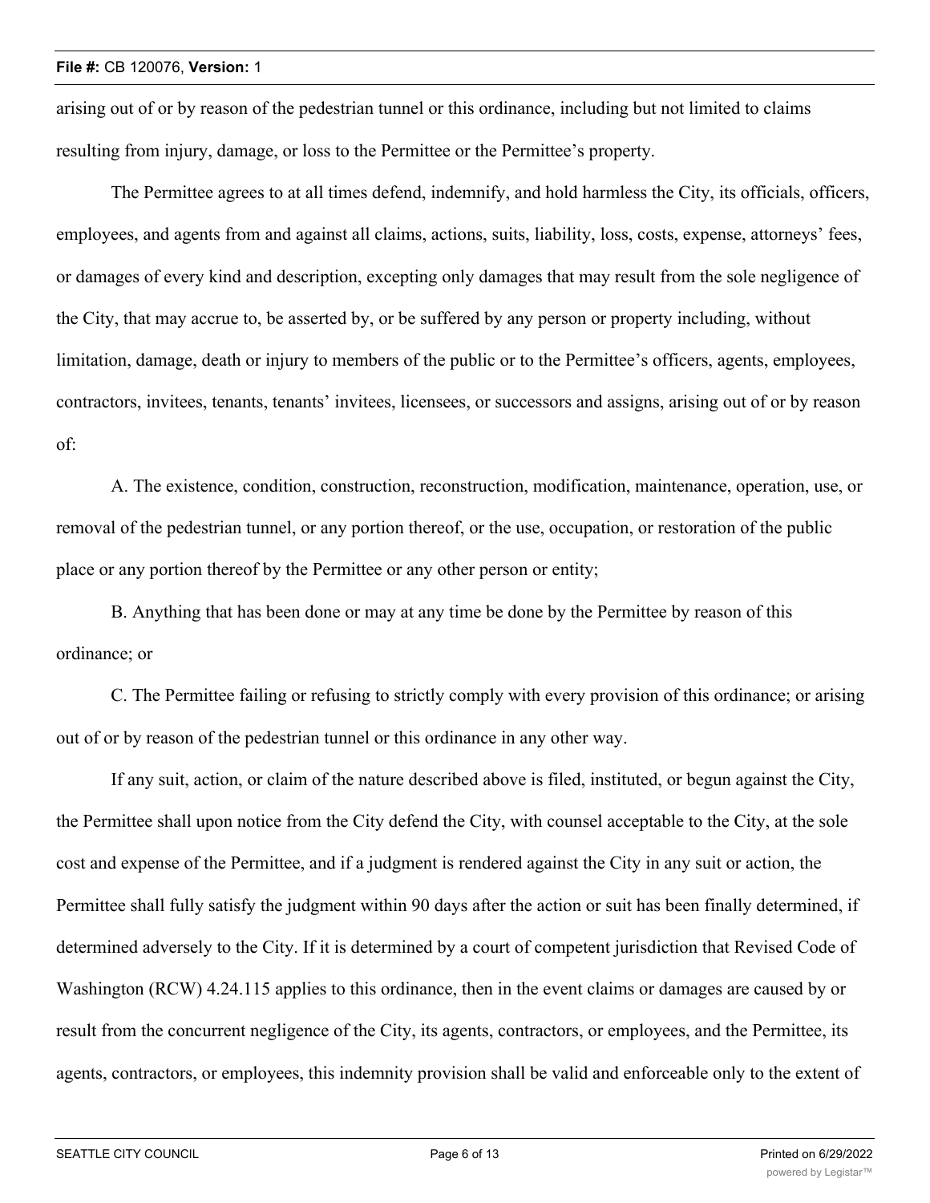arising out of or by reason of the pedestrian tunnel or this ordinance, including but not limited to claims resulting from injury, damage, or loss to the Permittee or the Permittee's property.

The Permittee agrees to at all times defend, indemnify, and hold harmless the City, its officials, officers, employees, and agents from and against all claims, actions, suits, liability, loss, costs, expense, attorneys' fees, or damages of every kind and description, excepting only damages that may result from the sole negligence of the City, that may accrue to, be asserted by, or be suffered by any person or property including, without limitation, damage, death or injury to members of the public or to the Permittee's officers, agents, employees, contractors, invitees, tenants, tenants' invitees, licensees, or successors and assigns, arising out of or by reason of:

A. The existence, condition, construction, reconstruction, modification, maintenance, operation, use, or removal of the pedestrian tunnel, or any portion thereof, or the use, occupation, or restoration of the public place or any portion thereof by the Permittee or any other person or entity;

B. Anything that has been done or may at any time be done by the Permittee by reason of this ordinance; or

C. The Permittee failing or refusing to strictly comply with every provision of this ordinance; or arising out of or by reason of the pedestrian tunnel or this ordinance in any other way.

If any suit, action, or claim of the nature described above is filed, instituted, or begun against the City, the Permittee shall upon notice from the City defend the City, with counsel acceptable to the City, at the sole cost and expense of the Permittee, and if a judgment is rendered against the City in any suit or action, the Permittee shall fully satisfy the judgment within 90 days after the action or suit has been finally determined, if determined adversely to the City. If it is determined by a court of competent jurisdiction that Revised Code of Washington (RCW) 4.24.115 applies to this ordinance, then in the event claims or damages are caused by or result from the concurrent negligence of the City, its agents, contractors, or employees, and the Permittee, its agents, contractors, or employees, this indemnity provision shall be valid and enforceable only to the extent of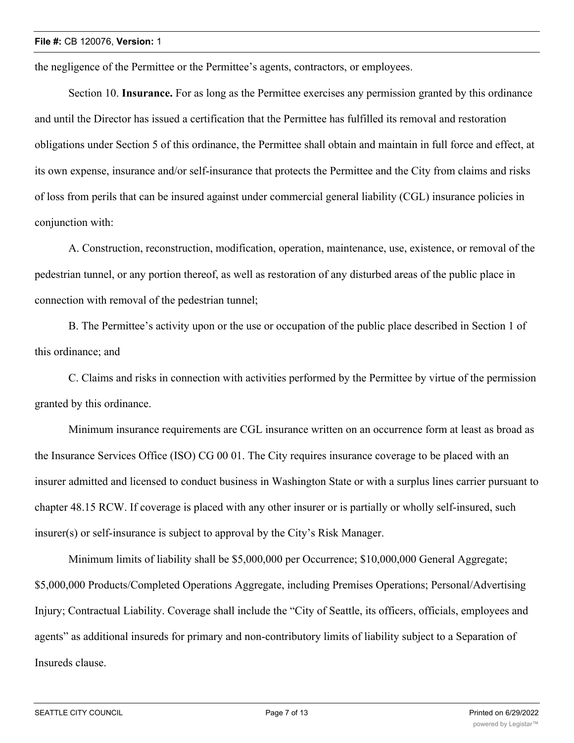the negligence of the Permittee or the Permittee's agents, contractors, or employees.

Section 10. **Insurance.** For as long as the Permittee exercises any permission granted by this ordinance and until the Director has issued a certification that the Permittee has fulfilled its removal and restoration obligations under Section 5 of this ordinance, the Permittee shall obtain and maintain in full force and effect, at its own expense, insurance and/or self-insurance that protects the Permittee and the City from claims and risks of loss from perils that can be insured against under commercial general liability (CGL) insurance policies in conjunction with:

A. Construction, reconstruction, modification, operation, maintenance, use, existence, or removal of the pedestrian tunnel, or any portion thereof, as well as restoration of any disturbed areas of the public place in connection with removal of the pedestrian tunnel;

B. The Permittee's activity upon or the use or occupation of the public place described in Section 1 of this ordinance; and

C. Claims and risks in connection with activities performed by the Permittee by virtue of the permission granted by this ordinance.

Minimum insurance requirements are CGL insurance written on an occurrence form at least as broad as the Insurance Services Office (ISO) CG 00 01. The City requires insurance coverage to be placed with an insurer admitted and licensed to conduct business in Washington State or with a surplus lines carrier pursuant to chapter 48.15 RCW. If coverage is placed with any other insurer or is partially or wholly self-insured, such insurer(s) or self-insurance is subject to approval by the City's Risk Manager.

Minimum limits of liability shall be $5,000,000 per Occurrence; $10,000,000 General Aggregate; $5,000,000 Products/Completed Operations Aggregate, including Premises Operations; Personal/Advertising Injury; Contractual Liability. Coverage shall include the "City of Seattle, its officers, officials, employees and agents" as additional insureds for primary and non-contributory limits of liability subject to a Separation of Insureds clause.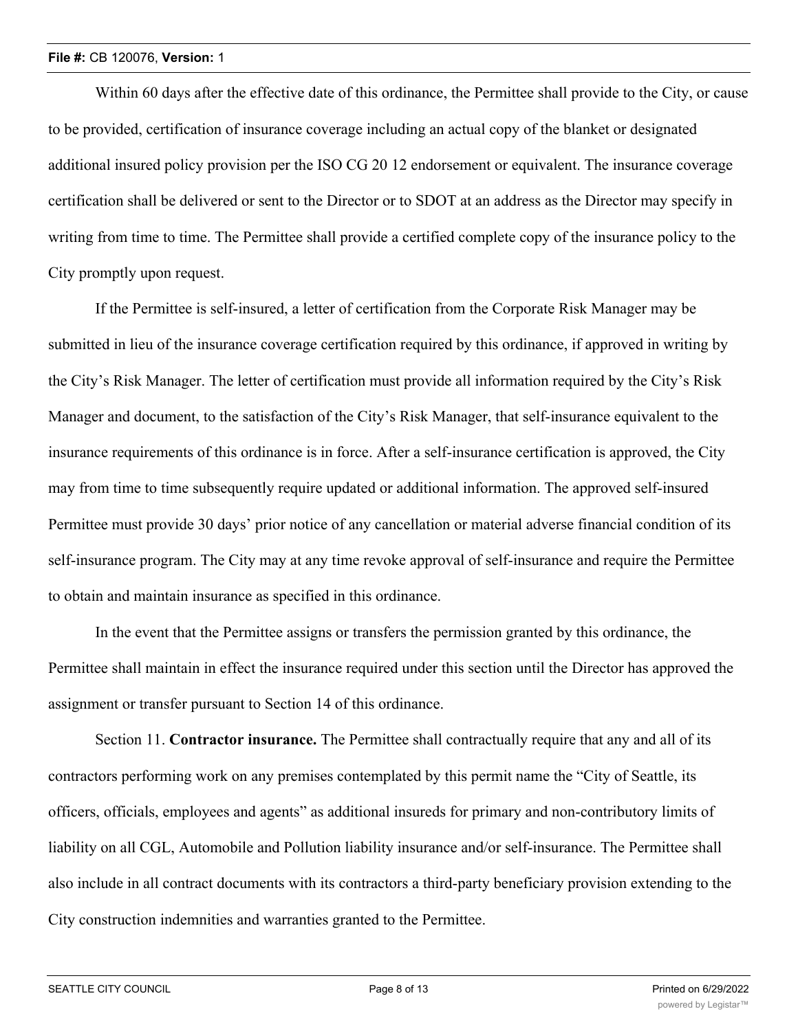Within 60 days after the effective date of this ordinance, the Permittee shall provide to the City, or cause to be provided, certification of insurance coverage including an actual copy of the blanket or designated additional insured policy provision per the ISO CG 20 12 endorsement or equivalent. The insurance coverage certification shall be delivered or sent to the Director or to SDOT at an address as the Director may specify in writing from time to time. The Permittee shall provide a certified complete copy of the insurance policy to the City promptly upon request.

If the Permittee is self-insured, a letter of certification from the Corporate Risk Manager may be submitted in lieu of the insurance coverage certification required by this ordinance, if approved in writing by the City's Risk Manager. The letter of certification must provide all information required by the City's Risk Manager and document, to the satisfaction of the City's Risk Manager, that self-insurance equivalent to the insurance requirements of this ordinance is in force. After a self-insurance certification is approved, the City may from time to time subsequently require updated or additional information. The approved self-insured Permittee must provide 30 days' prior notice of any cancellation or material adverse financial condition of its self-insurance program. The City may at any time revoke approval of self-insurance and require the Permittee to obtain and maintain insurance as specified in this ordinance.

In the event that the Permittee assigns or transfers the permission granted by this ordinance, the Permittee shall maintain in effect the insurance required under this section until the Director has approved the assignment or transfer pursuant to Section 14 of this ordinance.

Section 11. **Contractor insurance.** The Permittee shall contractually require that any and all of its contractors performing work on any premises contemplated by this permit name the "City of Seattle, its officers, officials, employees and agents" as additional insureds for primary and non-contributory limits of liability on all CGL, Automobile and Pollution liability insurance and/or self-insurance. The Permittee shall also include in all contract documents with its contractors a third-party beneficiary provision extending to the City construction indemnities and warranties granted to the Permittee.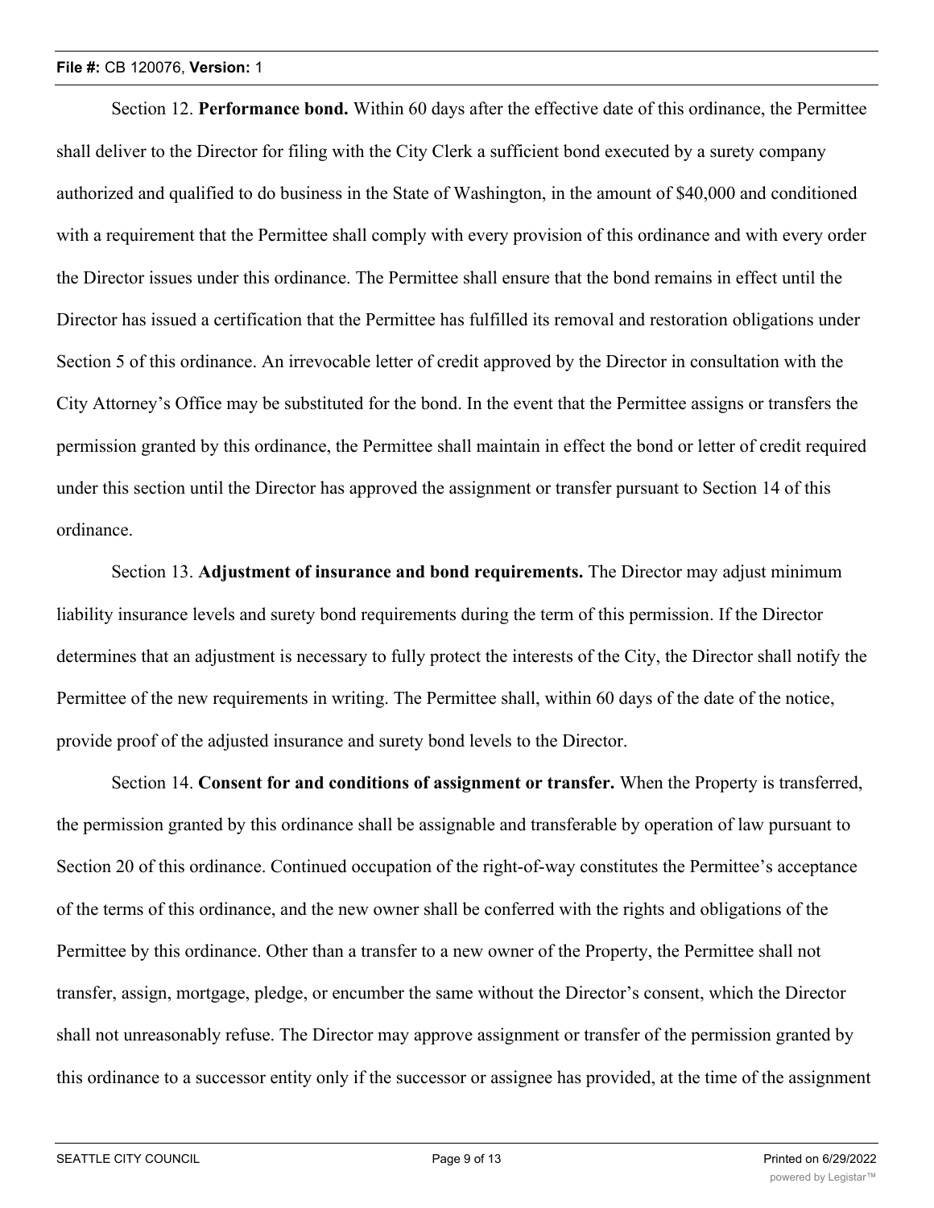Section 12. **Performance bond.** Within 60 days after the effective date of this ordinance, the Permittee shall deliver to the Director for filing with the City Clerk a sufficient bond executed by a surety company authorized and qualified to do business in the State of Washington, in the amount of $40,000 and conditioned with a requirement that the Permittee shall comply with every provision of this ordinance and with every order the Director issues under this ordinance. The Permittee shall ensure that the bond remains in effect until the Director has issued a certification that the Permittee has fulfilled its removal and restoration obligations under Section 5 of this ordinance. An irrevocable letter of credit approved by the Director in consultation with the City Attorney's Office may be substituted for the bond. In the event that the Permittee assigns or transfers the permission granted by this ordinance, the Permittee shall maintain in effect the bond or letter of credit required under this section until the Director has approved the assignment or transfer pursuant to Section 14 of this ordinance.

Section 13. **Adjustment of insurance and bond requirements.** The Director may adjust minimum liability insurance levels and surety bond requirements during the term of this permission. If the Director determines that an adjustment is necessary to fully protect the interests of the City, the Director shall notify the Permittee of the new requirements in writing. The Permittee shall, within 60 days of the date of the notice, provide proof of the adjusted insurance and surety bond levels to the Director.

Section 14. **Consent for and conditions of assignment or transfer.** When the Property is transferred, the permission granted by this ordinance shall be assignable and transferable by operation of law pursuant to Section 20 of this ordinance. Continued occupation of the right-of-way constitutes the Permittee's acceptance of the terms of this ordinance, and the new owner shall be conferred with the rights and obligations of the Permittee by this ordinance. Other than a transfer to a new owner of the Property, the Permittee shall not transfer, assign, mortgage, pledge, or encumber the same without the Director's consent, which the Director shall not unreasonably refuse. The Director may approve assignment or transfer of the permission granted by this ordinance to a successor entity only if the successor or assignee has provided, at the time of the assignment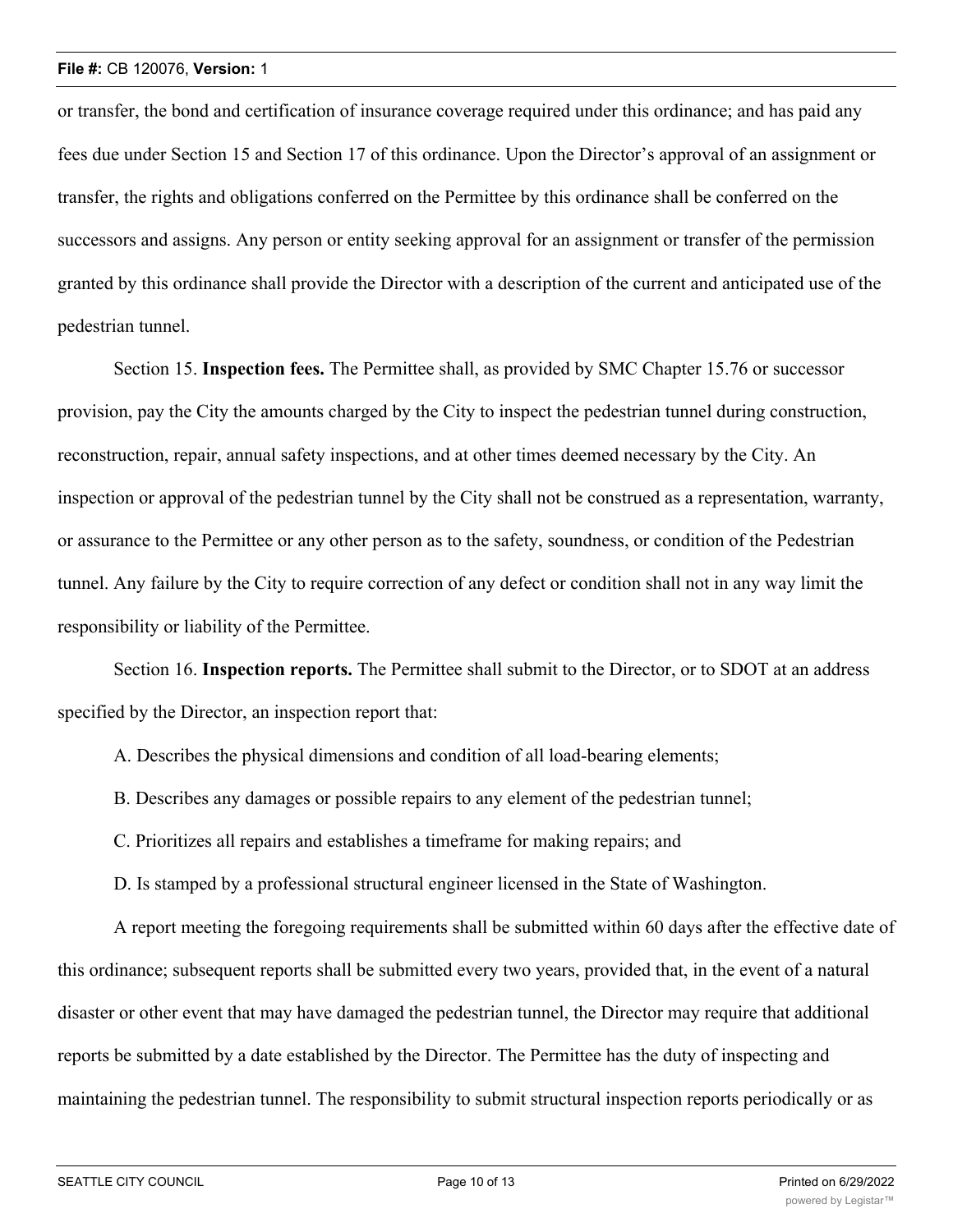or transfer, the bond and certification of insurance coverage required under this ordinance; and has paid any fees due under Section 15 and Section 17 of this ordinance. Upon the Director's approval of an assignment or transfer, the rights and obligations conferred on the Permittee by this ordinance shall be conferred on the successors and assigns. Any person or entity seeking approval for an assignment or transfer of the permission granted by this ordinance shall provide the Director with a description of the current and anticipated use of the pedestrian tunnel.

Section 15. **Inspection fees.** The Permittee shall, as provided by SMC Chapter 15.76 or successor provision, pay the City the amounts charged by the City to inspect the pedestrian tunnel during construction, reconstruction, repair, annual safety inspections, and at other times deemed necessary by the City. An inspection or approval of the pedestrian tunnel by the City shall not be construed as a representation, warranty, or assurance to the Permittee or any other person as to the safety, soundness, or condition of the Pedestrian tunnel. Any failure by the City to require correction of any defect or condition shall not in any way limit the responsibility or liability of the Permittee.

Section 16. **Inspection reports.** The Permittee shall submit to the Director, or to SDOT at an address specified by the Director, an inspection report that:

A. Describes the physical dimensions and condition of all load-bearing elements;

B. Describes any damages or possible repairs to any element of the pedestrian tunnel;

C. Prioritizes all repairs and establishes a timeframe for making repairs; and

D. Is stamped by a professional structural engineer licensed in the State of Washington.

A report meeting the foregoing requirements shall be submitted within 60 days after the effective date of this ordinance; subsequent reports shall be submitted every two years, provided that, in the event of a natural disaster or other event that may have damaged the pedestrian tunnel, the Director may require that additional reports be submitted by a date established by the Director. The Permittee has the duty of inspecting and maintaining the pedestrian tunnel. The responsibility to submit structural inspection reports periodically or as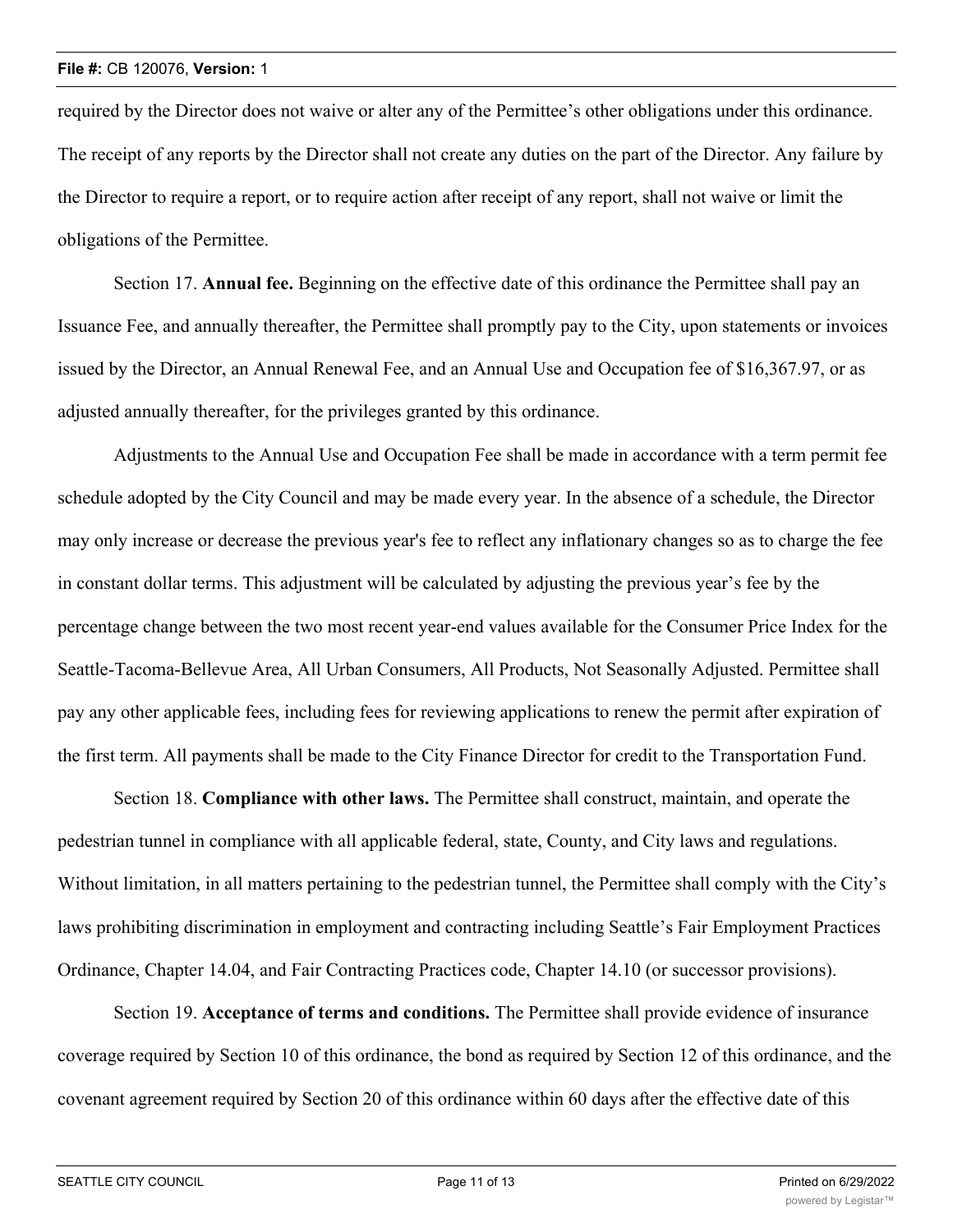required by the Director does not waive or alter any of the Permittee's other obligations under this ordinance. The receipt of any reports by the Director shall not create any duties on the part of the Director. Any failure by the Director to require a report, or to require action after receipt of any report, shall not waive or limit the obligations of the Permittee.

Section 17. **Annual fee.** Beginning on the effective date of this ordinance the Permittee shall pay an Issuance Fee, and annually thereafter, the Permittee shall promptly pay to the City, upon statements or invoices issued by the Director, an Annual Renewal Fee, and an Annual Use and Occupation fee of $16,367.97, or as adjusted annually thereafter, for the privileges granted by this ordinance.

Adjustments to the Annual Use and Occupation Fee shall be made in accordance with a term permit fee schedule adopted by the City Council and may be made every year. In the absence of a schedule, the Director may only increase or decrease the previous year's fee to reflect any inflationary changes so as to charge the fee in constant dollar terms. This adjustment will be calculated by adjusting the previous year's fee by the percentage change between the two most recent year-end values available for the Consumer Price Index for the Seattle-Tacoma-Bellevue Area, All Urban Consumers, All Products, Not Seasonally Adjusted. Permittee shall pay any other applicable fees, including fees for reviewing applications to renew the permit after expiration of the first term. All payments shall be made to the City Finance Director for credit to the Transportation Fund.

Section 18. **Compliance with other laws.** The Permittee shall construct, maintain, and operate the pedestrian tunnel in compliance with all applicable federal, state, County, and City laws and regulations. Without limitation, in all matters pertaining to the pedestrian tunnel, the Permittee shall comply with the City's laws prohibiting discrimination in employment and contracting including Seattle's Fair Employment Practices Ordinance, Chapter 14.04, and Fair Contracting Practices code, Chapter 14.10 (or successor provisions).

Section 19. **Acceptance of terms and conditions.** The Permittee shall provide evidence of insurance coverage required by Section 10 of this ordinance, the bond as required by Section 12 of this ordinance, and the covenant agreement required by Section 20 of this ordinance within 60 days after the effective date of this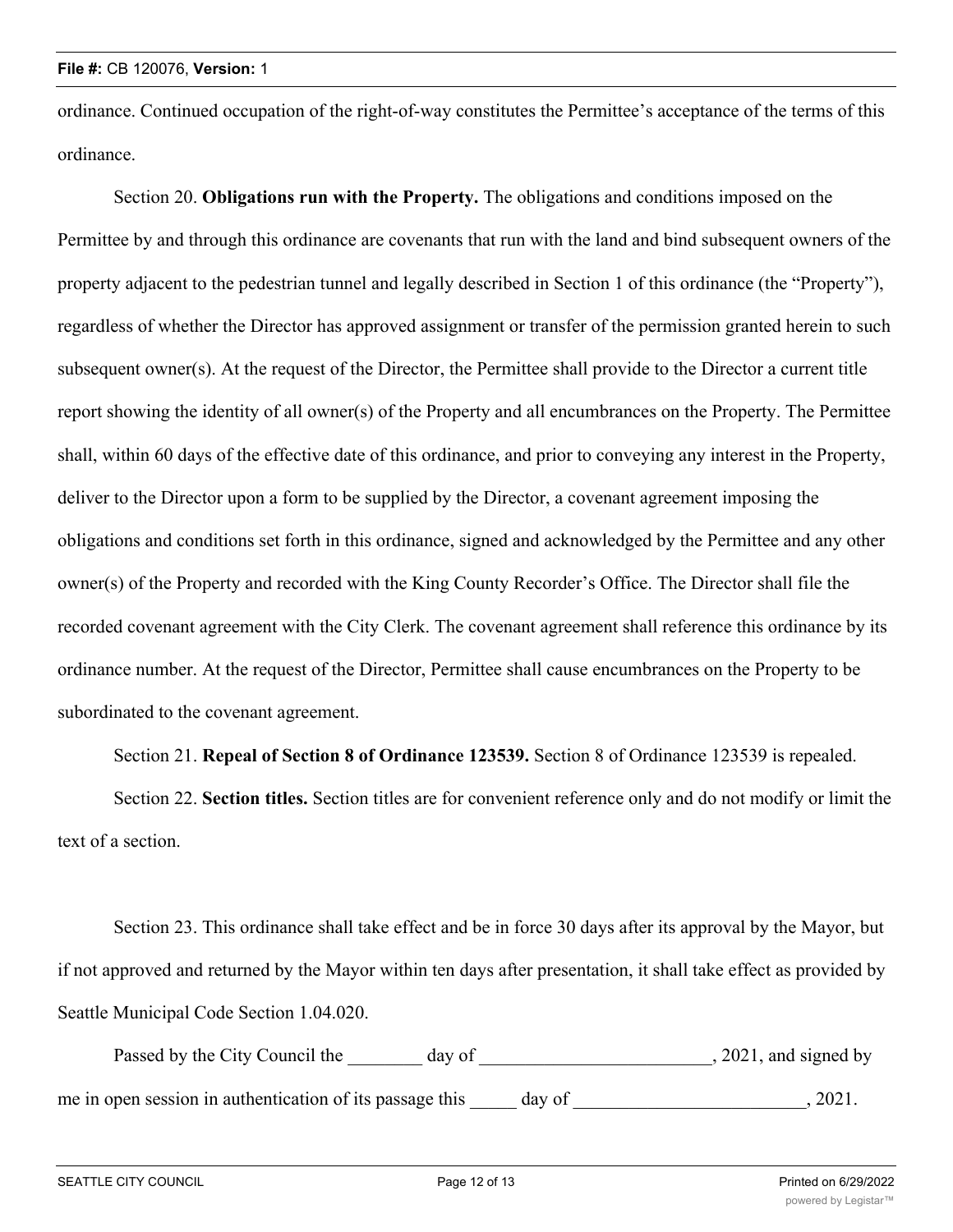ordinance. Continued occupation of the right-of-way constitutes the Permittee's acceptance of the terms of this ordinance.

Section 20. **Obligations run with the Property.** The obligations and conditions imposed on the Permittee by and through this ordinance are covenants that run with the land and bind subsequent owners of the property adjacent to the pedestrian tunnel and legally described in Section 1 of this ordinance (the "Property"), regardless of whether the Director has approved assignment or transfer of the permission granted herein to such subsequent owner(s). At the request of the Director, the Permittee shall provide to the Director a current title report showing the identity of all owner(s) of the Property and all encumbrances on the Property. The Permittee shall, within 60 days of the effective date of this ordinance, and prior to conveying any interest in the Property, deliver to the Director upon a form to be supplied by the Director, a covenant agreement imposing the obligations and conditions set forth in this ordinance, signed and acknowledged by the Permittee and any other owner(s) of the Property and recorded with the King County Recorder's Office. The Director shall file the recorded covenant agreement with the City Clerk. The covenant agreement shall reference this ordinance by its ordinance number. At the request of the Director, Permittee shall cause encumbrances on the Property to be subordinated to the covenant agreement.

Section 21. **Repeal of Section 8 of Ordinance 123539.** Section 8 of Ordinance 123539 is repealed.

Section 22. **Section titles.** Section titles are for convenient reference only and do not modify or limit the text of a section.

Section 23. This ordinance shall take effect and be in force 30 days after its approval by the Mayor, but if not approved and returned by the Mayor within ten days after presentation, it shall take effect as provided by Seattle Municipal Code Section 1.04.020.

Passed by the City Council the ________ day of _________________________, 2021, and signed by me in open session in authentication of its passage this _____ day of _________________________, 2021.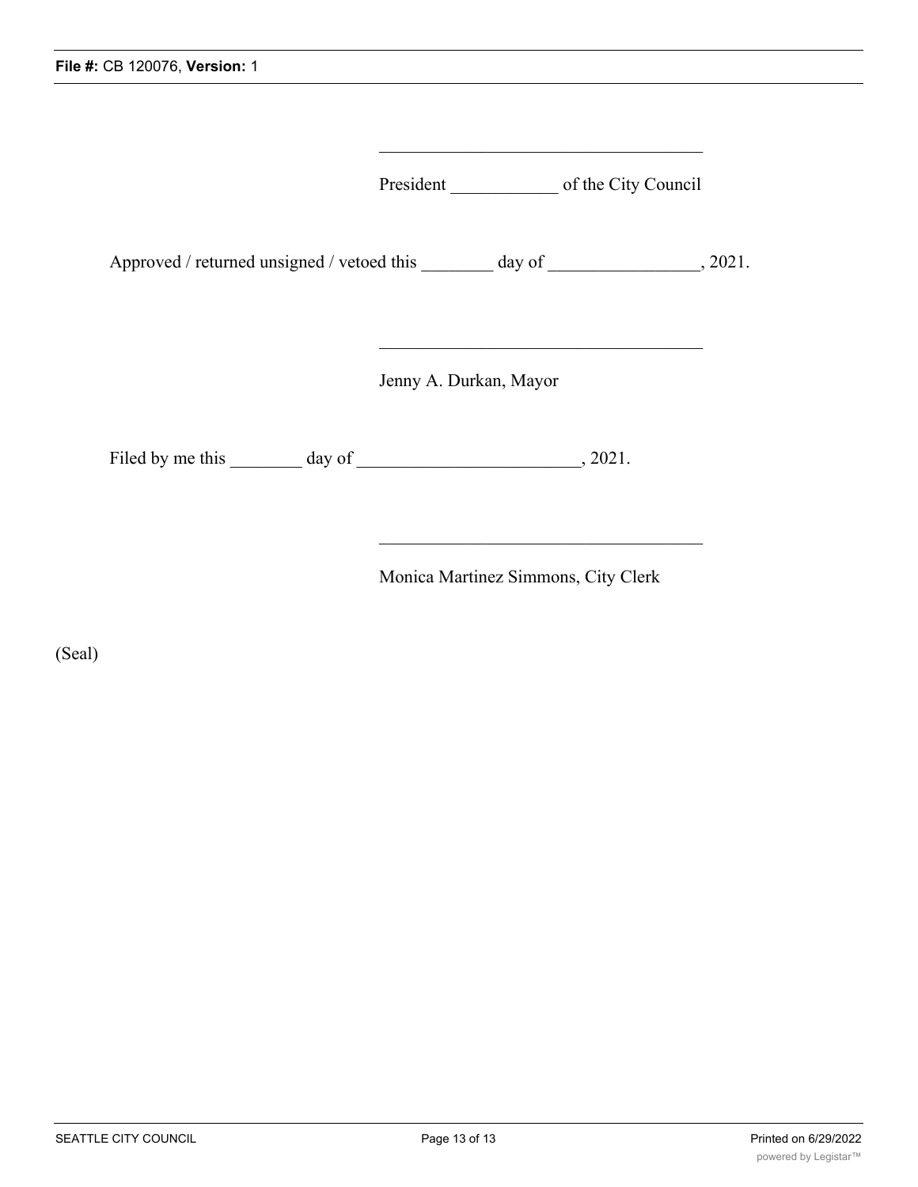____________________________________

President ____________ of the City Council

Approved / returned unsigned / vetoed this ________ day of _________________, 2021.

____________________________________

Jenny A. Durkan, Mayor

Filed by me this ________ day of _________________________, 2021.

____________________________________

Monica Martinez Simmons, City Clerk

(Seal)